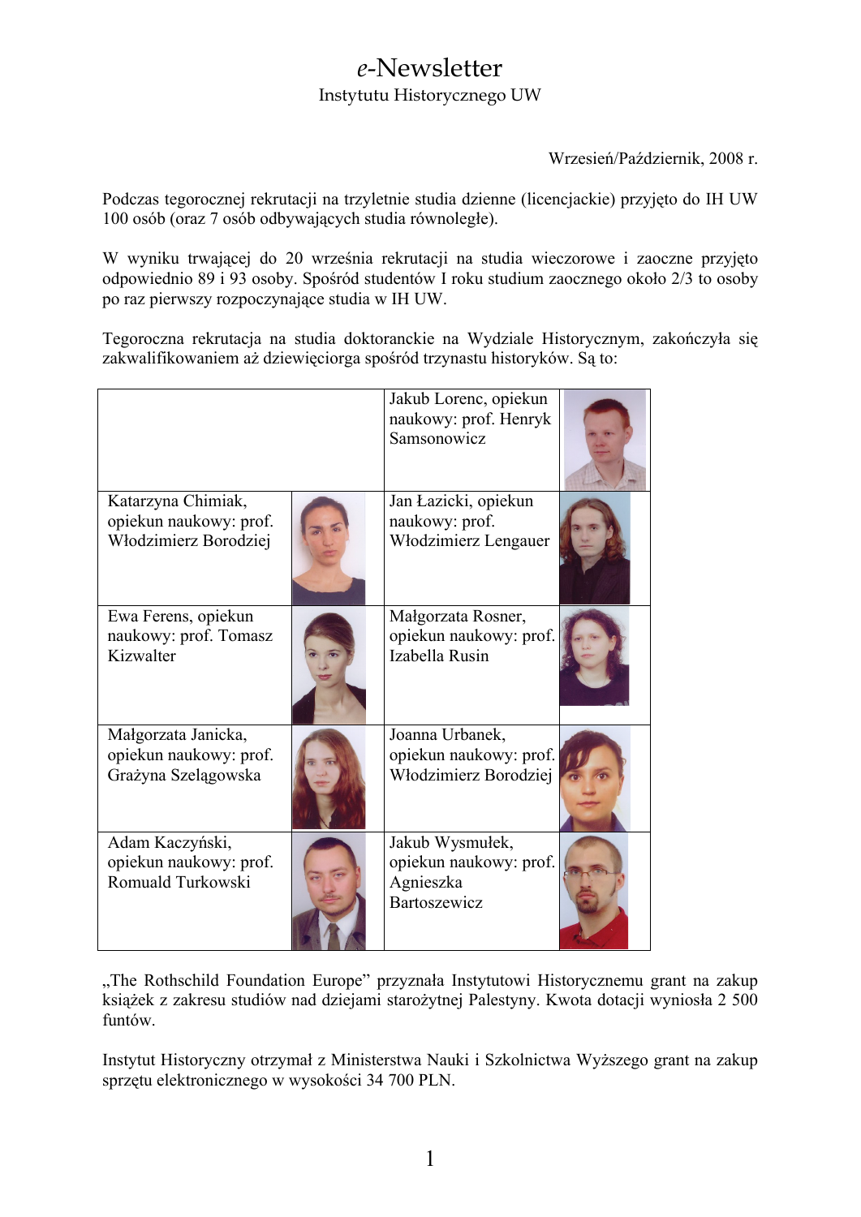# *e*-Newsletter

Instytutu Historycznego UW

Wrzesień/Październik, 2008 r.

Podczas tegorocznej rekrutacji na trzyletnie studia dzienne (licencjackie) przyjęto do IH UW 100 osób (oraz 7 osób odbywających studia równoległe).

W wyniku trwającej do 20 września rekrutacji na studia wieczorowe i zaoczne przyjęto odpowiednio 89 i 93 osoby. Spośród studentów I roku studium zaocznego około 2/3 to osoby po raz pierwszy rozpoczynające studia w IH UW.

Tegoroczna rekrutacja na studia doktoranckie na Wydziale Historycznym, zakończyła się zakwalifikowaniem aż dziewięciorga spośród trzynastu historyków. Są to:

| | | | |
|---|---|---|---|
| | | Jakub Lorenc, opiekun naukowy: prof. Henryk Samsonowicz | |
| Katarzyna Chimiak, opiekun naukowy: prof. Włodzimierz Borodziej | | Jan Łazicki, opiekun naukowy: prof. Włodzimierz Lengauer | |
| Ewa Ferens, opiekun naukowy: prof. Tomasz Kizwalter | | Małgorzata Rosner, opiekun naukowy: prof. Izabella Rusin | |
| Małgorzata Janicka, opiekun naukowy: prof. Grażyna Szelągowska | | Joanna Urbanek, opiekun naukowy: prof. Włodzimierz Borodziej | |
| Adam Kaczyński, opiekun naukowy: prof. Romuald Turkowski | | Jakub Wysmułek, opiekun naukowy: prof. Agnieszka Bartoszewicz | |

„The Rothschild Foundation Europe" przyznała Instytutowi Historycznemu grant na zakup książek z zakresu studiów nad dziejami starożytnej Palestyny. Kwota dotacji wyniosła 2 500 funtów.

Instytut Historyczny otrzymał z Ministerstwa Nauki i Szkolnictwa Wyższego grant na zakup sprzętu elektronicznego w wysokości 34 700 PLN.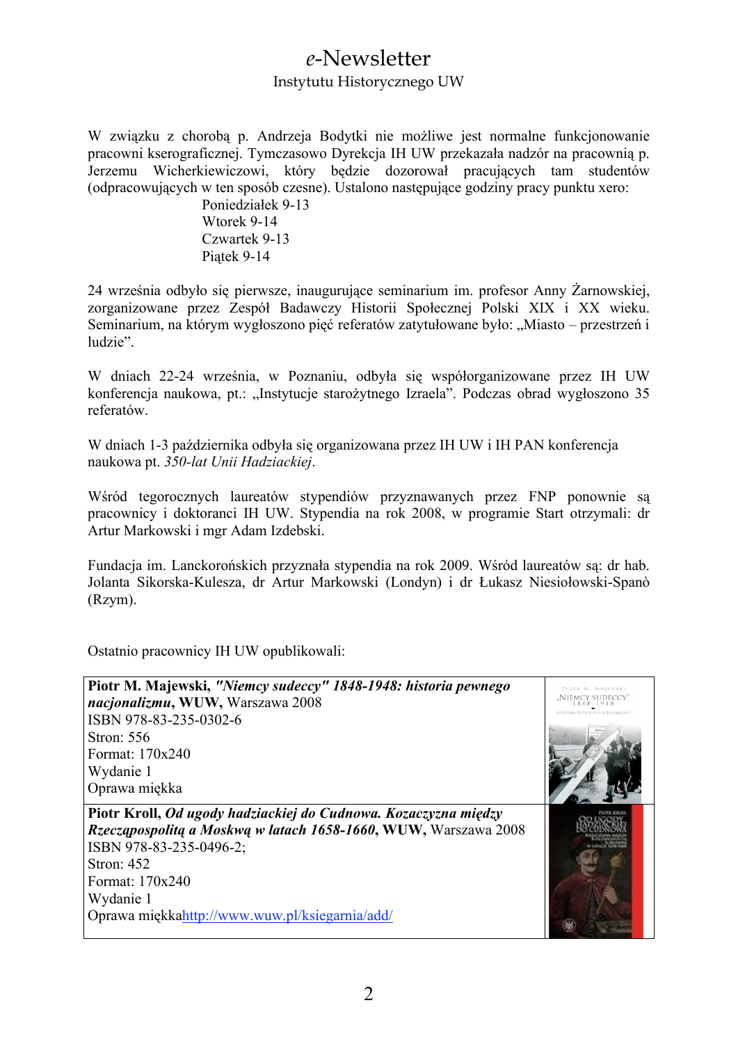# *e*-Newsletter

Instytutu Historycznego UW

W związku z chorobą p. Andrzeja Bodytki nie możliwe jest normalne funkcjonowanie pracowni kserograficznej. Tymczasowo Dyrekcja IH UW przekazała nadzór na pracownią p. Jerzemu Wicherkiewiczowi, który będzie dozorował pracujących tam studentów (odpracowujących w ten sposób czesne). Ustalono następujące godziny pracy punktu xero:

Poniedziałek 9-13
Wtorek 9-14
Czwartek 9-13
Piątek 9-14

24 września odbyło się pierwsze, inaugurujące seminarium im. profesor Anny Żarnowskiej, zorganizowane przez Zespół Badawczy Historii Społecznej Polski XIX i XX wieku. Seminarium, na którym wygłoszono pięć referatów zatytułowane było: „Miasto – przestrzeń i ludzie".

W dniach 22-24 września, w Poznaniu, odbyła się współorganizowane przez IH UW konferencja naukowa, pt.: „Instytucje starożytnego Izraela". Podczas obrad wygłoszono 35 referatów.

W dniach 1-3 października odbyła się organizowana przez IH UW i IH PAN konferencja naukowa pt. *350-lat Unii Hadziackiej*.

Wśród tegorocznych laureatów stypendiów przyznawanych przez FNP ponownie są pracownicy i doktoranci IH UW. Stypendia na rok 2008, w programie Start otrzymali: dr Artur Markowski i mgr Adam Izdebski.

Fundacja im. Lanckorońskich przyznała stypendia na rok 2009. Wśród laureatów są: dr hab. Jolanta Sikorska-Kulesza, dr Artur Markowski (Londyn) i dr Łukasz Niesiołowski-Spanò (Rzym).

Ostatnio pracownicy IH UW opublikowali:

| | |
|---|---|
| **Piotr M. Majewski,** ***"Niemcy sudeccy" 1848-1948: historia pewnego nacjonalizmu*, WUW,** Warszawa 2008<br>ISBN 978-83-235-0302-6<br>Stron: 556<br>Format: 170x240<br>Wydanie 1<br>Oprawa miękka | |
| **Piotr Kroll,** ***Od ugody hadziackiej do Cudnowa. Kozaczyzna między Rzecząpospolitą a Moskwą w latach 1658-1660*, WUW,** Warszawa 2008<br>ISBN 978-83-235-0496-2;<br>Stron: 452<br>Format: 170x240<br>Wydanie 1<br>Oprawa miękka http://www.wuw.pl/ksiegarnia/add/ | |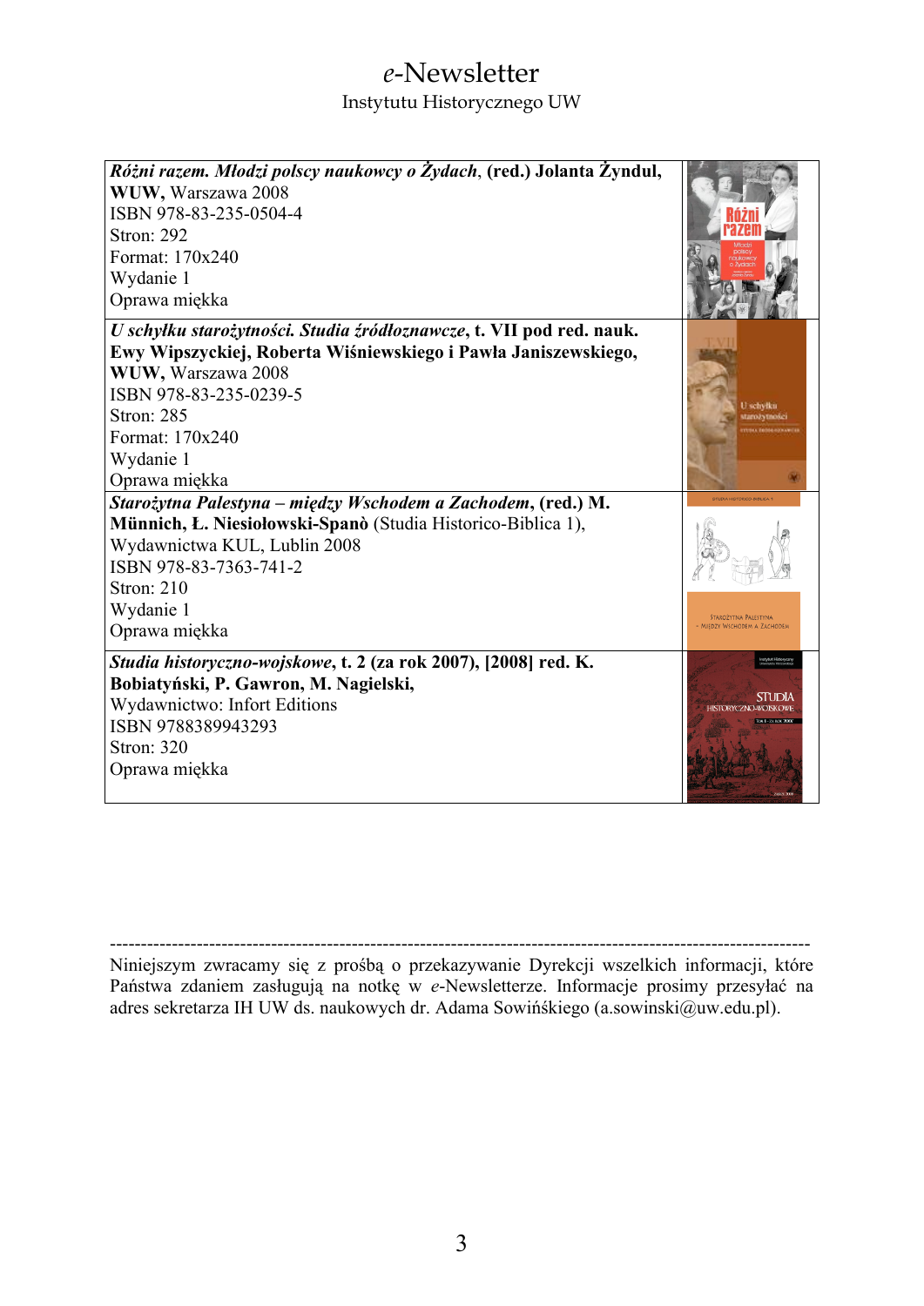| | |
|---|---|
| ***Różni razem. Młodzi polscy naukowcy o Żydach***, **(red.) Jolanta Żyndul, WUW,** Warszawa 2008<br>ISBN 978-83-235-0504-4<br>Stron: 292<br>Format: 170x240<br>Wydanie 1<br>Oprawa miękka | |
| ***U schyłku starożytności. Studia źródłoznawcze*, t. VII pod red. nauk. Ewy Wipszyckiej, Roberta Wiśniewskiego i Pawła Janiszewskiego, WUW,** Warszawa 2008<br>ISBN 978-83-235-0239-5<br>Stron: 285<br>Format: 170x240<br>Wydanie 1<br>Oprawa miękka | |
| ***Starożytna Palestyna – między Wschodem a Zachodem*, (red.) M. Münnich, Ł. Niesiołowski-Spanò** (Studia Historico-Biblica 1), Wydawnictwa KUL, Lublin 2008<br>ISBN 978-83-7363-741-2<br>Stron: 210<br>Wydanie 1<br>Oprawa miękka | |
| ***Studia historyczno-wojskowe*, t. 2 (za rok 2007), [2008] red. K. Bobiatyński, P. Gawron, M. Nagielski,**<br>Wydawnictwo: Infort Editions<br>ISBN 9788389943293<br>Stron: 320<br>Oprawa miękka | |

---

Niniejszym zwracamy się z prośbą o przekazywanie Dyrekcji wszelkich informacji, które Państwa zdaniem zasługują na notkę w *e*-Newsletterze. Informacje prosimy przesyłać na adres sekretarza IH UW ds. naukowych dr. Adama Sowińskiego (a.sowinski@uw.edu.pl).